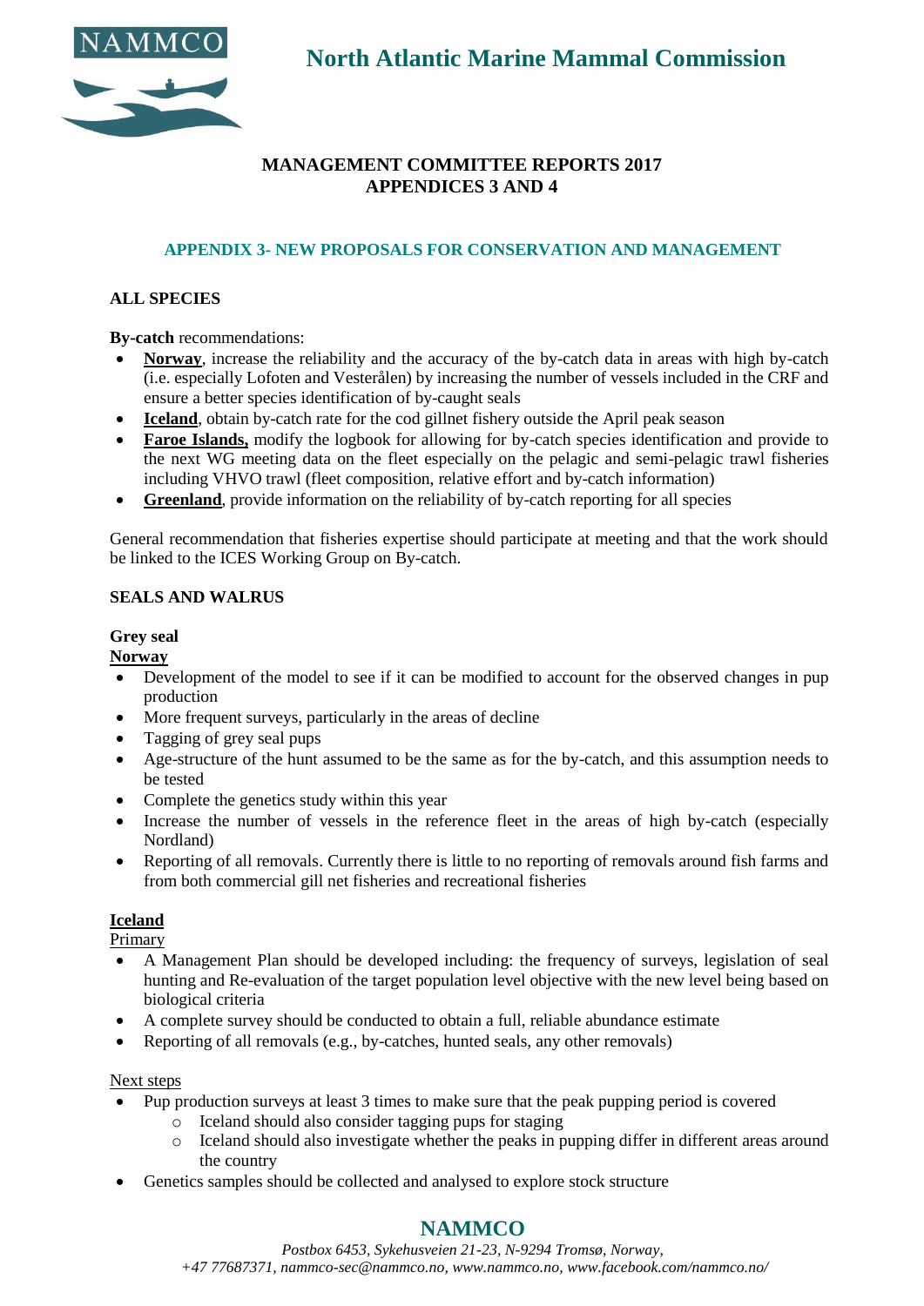# North Atlantic Marine Mammal Commission

## MANAGEMENT COMMITTEE REPORTS 2017
## APPENDICES 3 AND 4

### APPENDIX 3- NEW PROPOSALS FOR CONSERVATION AND MANAGEMENT

**ALL SPECIES**

**By-catch** recommendations:

- **Norway**, increase the reliability and the accuracy of the by-catch data in areas with high by-catch (i.e. especially Lofoten and Vesterålen) by increasing the number of vessels included in the CRF and ensure a better species identification of by-caught seals
- **Iceland**, obtain by-catch rate for the cod gillnet fishery outside the April peak season
- **Faroe Islands,** modify the logbook for allowing for by-catch species identification and provide to the next WG meeting data on the fleet especially on the pelagic and semi-pelagic trawl fisheries including VHVO trawl (fleet composition, relative effort and by-catch information)
- **Greenland**, provide information on the reliability of by-catch reporting for all species

General recommendation that fisheries expertise should participate at meeting and that the work should be linked to the ICES Working Group on By-catch.

**SEALS AND WALRUS**

**Grey seal**

**Norway**

- Development of the model to see if it can be modified to account for the observed changes in pup production
- More frequent surveys, particularly in the areas of decline
- Tagging of grey seal pups
- Age-structure of the hunt assumed to be the same as for the by-catch, and this assumption needs to be tested
- Complete the genetics study within this year
- Increase the number of vessels in the reference fleet in the areas of high by-catch (especially Nordland)
- Reporting of all removals. Currently there is little to no reporting of removals around fish farms and from both commercial gill net fisheries and recreational fisheries

**Iceland**

Primary

- A Management Plan should be developed including: the frequency of surveys, legislation of seal hunting and Re-evaluation of the target population level objective with the new level being based on biological criteria
- A complete survey should be conducted to obtain a full, reliable abundance estimate
- Reporting of all removals (e.g., by-catches, hunted seals, any other removals)

Next steps

- Pup production surveys at least 3 times to make sure that the peak pupping period is covered
  - Iceland should also consider tagging pups for staging
  - Iceland should also investigate whether the peaks in pupping differ in different areas around the country
- Genetics samples should be collected and analysed to explore stock structure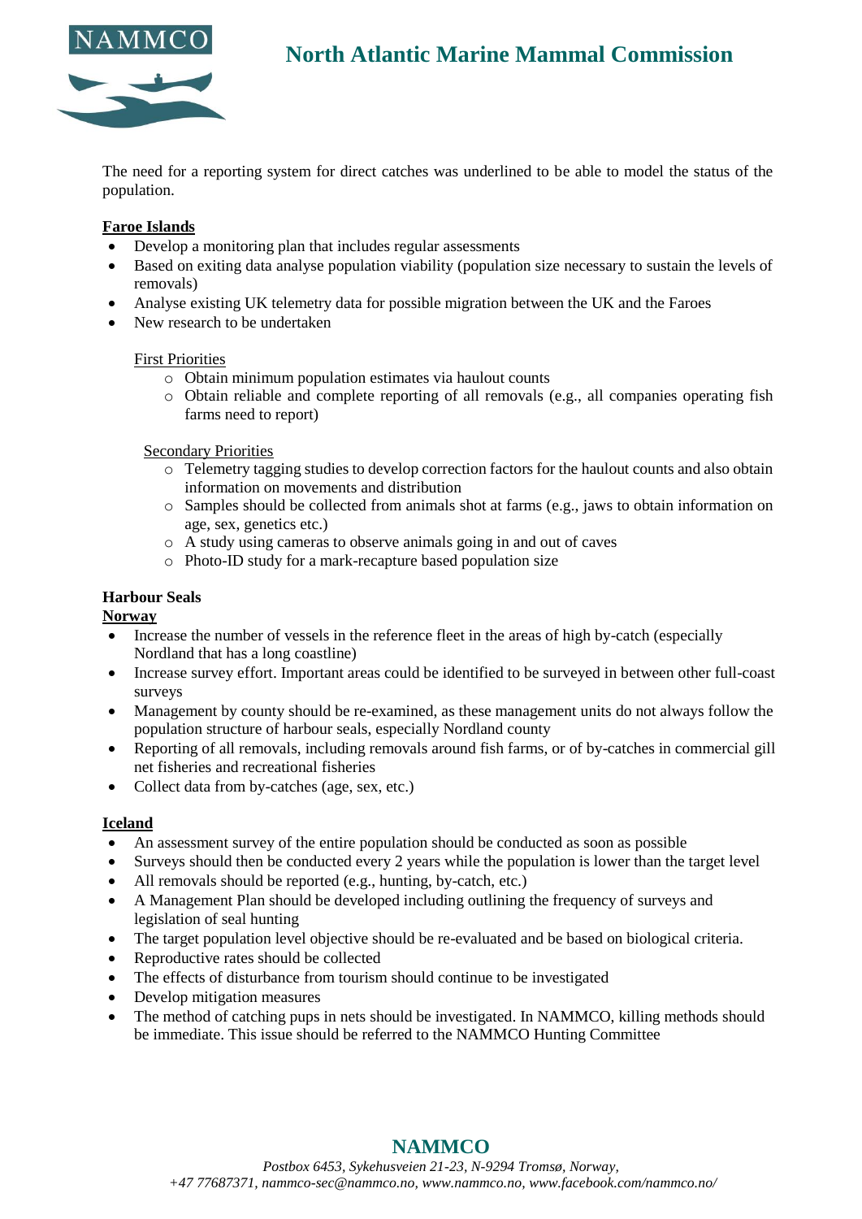The need for a reporting system for direct catches was underlined to be able to model the status of the population.

**Faroe Islands**

- Develop a monitoring plan that includes regular assessments
- Based on exiting data analyse population viability (population size necessary to sustain the levels of removals)
- Analyse existing UK telemetry data for possible migration between the UK and the Faroes
- New research to be undertaken

First Priorities

- Obtain minimum population estimates via haulout counts
- Obtain reliable and complete reporting of all removals (e.g., all companies operating fish farms need to report)

Secondary Priorities

- Telemetry tagging studies to develop correction factors for the haulout counts and also obtain information on movements and distribution
- Samples should be collected from animals shot at farms (e.g., jaws to obtain information on age, sex, genetics etc.)
- A study using cameras to observe animals going in and out of caves
- Photo-ID study for a mark-recapture based population size

**Harbour Seals**

**Norway**

- Increase the number of vessels in the reference fleet in the areas of high by-catch (especially Nordland that has a long coastline)
- Increase survey effort. Important areas could be identified to be surveyed in between other full-coast surveys
- Management by county should be re-examined, as these management units do not always follow the population structure of harbour seals, especially Nordland county
- Reporting of all removals, including removals around fish farms, or of by-catches in commercial gill net fisheries and recreational fisheries
- Collect data from by-catches (age, sex, etc.)

**Iceland**

- An assessment survey of the entire population should be conducted as soon as possible
- Surveys should then be conducted every 2 years while the population is lower than the target level
- All removals should be reported (e.g., hunting, by-catch, etc.)
- A Management Plan should be developed including outlining the frequency of surveys and legislation of seal hunting
- The target population level objective should be re-evaluated and be based on biological criteria.
- Reproductive rates should be collected
- The effects of disturbance from tourism should continue to be investigated
- Develop mitigation measures
- The method of catching pups in nets should be investigated. In NAMMCO, killing methods should be immediate. This issue should be referred to the NAMMCO Hunting Committee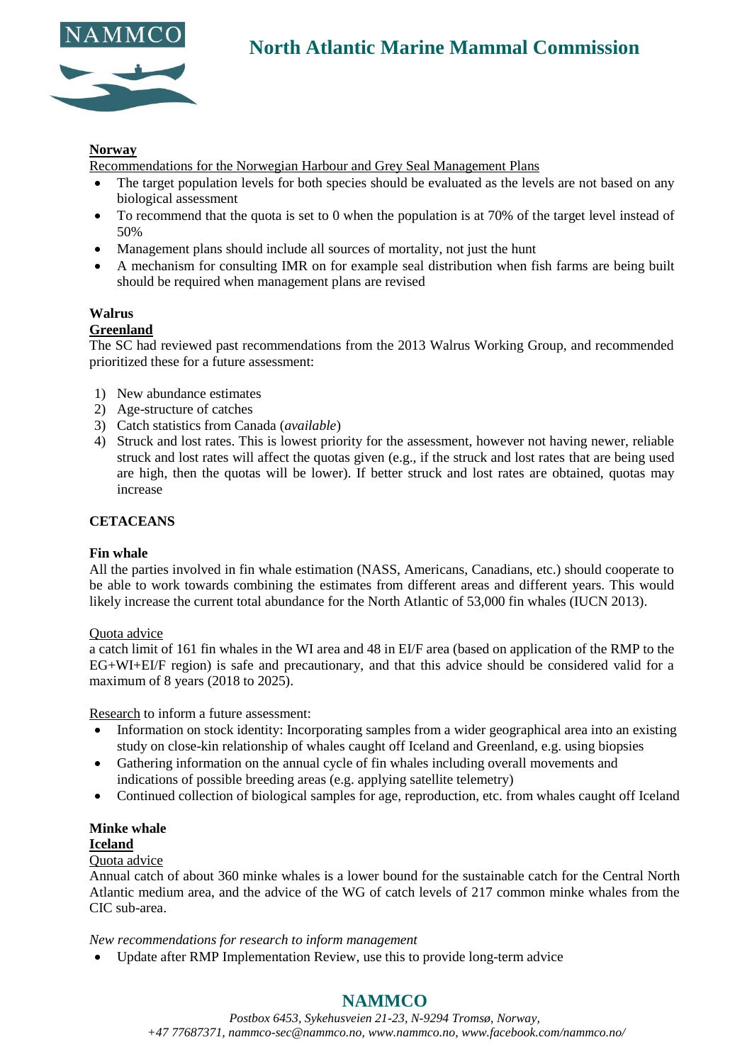**Norway**

Recommendations for the Norwegian Harbour and Grey Seal Management Plans

- The target population levels for both species should be evaluated as the levels are not based on any biological assessment
- To recommend that the quota is set to 0 when the population is at 70% of the target level instead of 50%
- Management plans should include all sources of mortality, not just the hunt
- A mechanism for consulting IMR on for example seal distribution when fish farms are being built should be required when management plans are revised

**Walrus**

**Greenland**

The SC had reviewed past recommendations from the 2013 Walrus Working Group, and recommended prioritized these for a future assessment:

1) New abundance estimates
2) Age-structure of catches
3) Catch statistics from Canada (*available*)
4) Struck and lost rates. This is lowest priority for the assessment, however not having newer, reliable struck and lost rates will affect the quotas given (e.g., if the struck and lost rates that are being used are high, then the quotas will be lower). If better struck and lost rates are obtained, quotas may increase

**CETACEANS**

**Fin whale**

All the parties involved in fin whale estimation (NASS, Americans, Canadians, etc.) should cooperate to be able to work towards combining the estimates from different areas and different years. This would likely increase the current total abundance for the North Atlantic of 53,000 fin whales (IUCN 2013).

Quota advice

a catch limit of 161 fin whales in the WI area and 48 in EI/F area (based on application of the RMP to the EG+WI+EI/F region) is safe and precautionary, and that this advice should be considered valid for a maximum of 8 years (2018 to 2025).

Research to inform a future assessment:

- Information on stock identity: Incorporating samples from a wider geographical area into an existing study on close-kin relationship of whales caught off Iceland and Greenland, e.g. using biopsies
- Gathering information on the annual cycle of fin whales including overall movements and indications of possible breeding areas (e.g. applying satellite telemetry)
- Continued collection of biological samples for age, reproduction, etc. from whales caught off Iceland

**Minke whale**

**Iceland**

Quota advice

Annual catch of about 360 minke whales is a lower bound for the sustainable catch for the Central North Atlantic medium area, and the advice of the WG of catch levels of 217 common minke whales from the CIC sub-area.

*New recommendations for research to inform management*

- Update after RMP Implementation Review, use this to provide long-term advice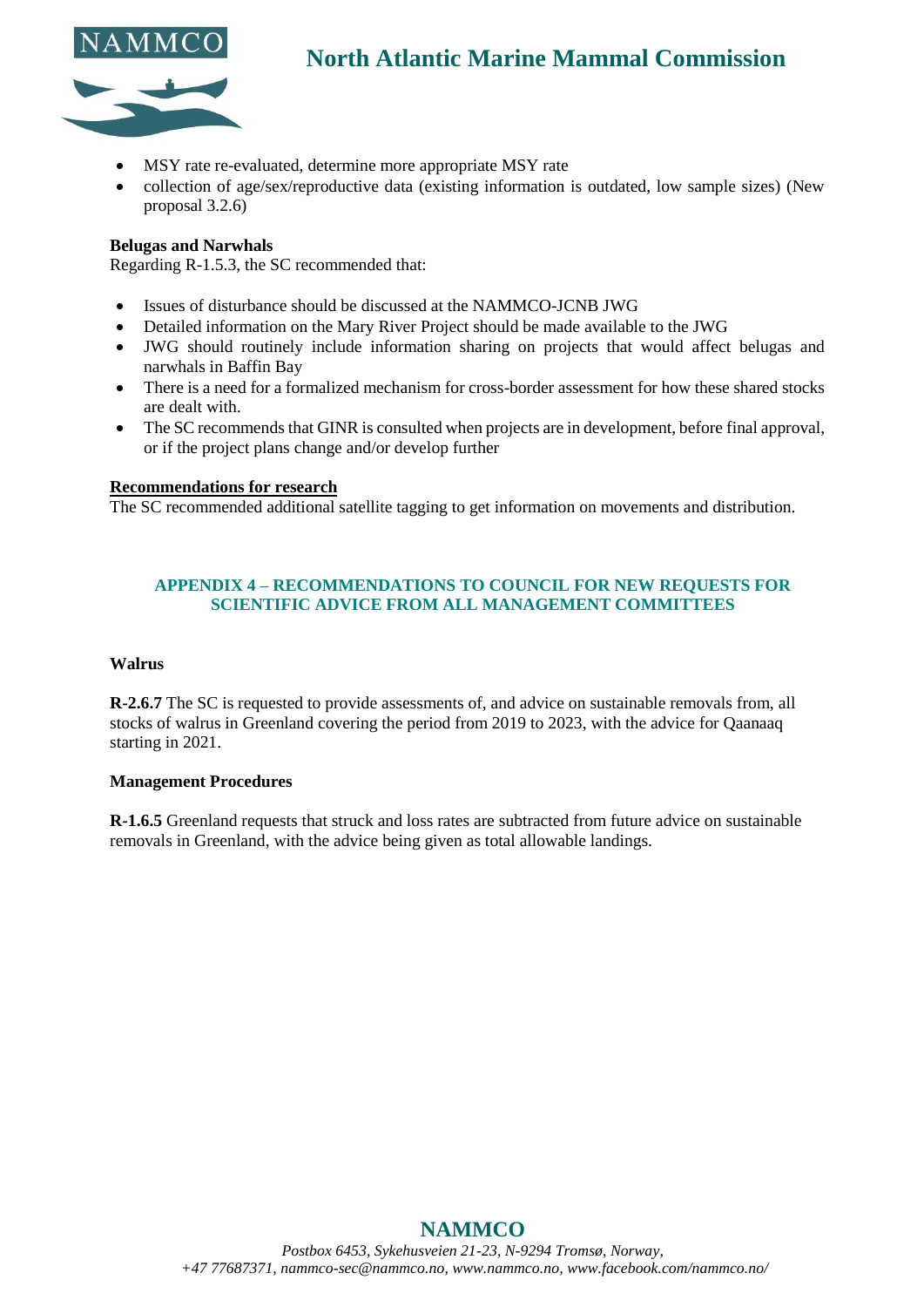- MSY rate re-evaluated, determine more appropriate MSY rate
- collection of age/sex/reproductive data (existing information is outdated, low sample sizes) (New proposal 3.2.6)

**Belugas and Narwhals**
Regarding R-1.5.3, the SC recommended that:

- Issues of disturbance should be discussed at the NAMMCO-JCNB JWG
- Detailed information on the Mary River Project should be made available to the JWG
- JWG should routinely include information sharing on projects that would affect belugas and narwhals in Baffin Bay
- There is a need for a formalized mechanism for cross-border assessment for how these shared stocks are dealt with.
- The SC recommends that GINR is consulted when projects are in development, before final approval, or if the project plans change and/or develop further

**Recommendations for research**
The SC recommended additional satellite tagging to get information on movements and distribution.

## APPENDIX 4 – RECOMMENDATIONS TO COUNCIL FOR NEW REQUESTS FOR SCIENTIFIC ADVICE FROM ALL MANAGEMENT COMMITTEES

**Walrus**

**R-2.6.7** The SC is requested to provide assessments of, and advice on sustainable removals from, all stocks of walrus in Greenland covering the period from 2019 to 2023, with the advice for Qaanaaq starting in 2021.

**Management Procedures**

**R-1.6.5** Greenland requests that struck and loss rates are subtracted from future advice on sustainable removals in Greenland, with the advice being given as total allowable landings.